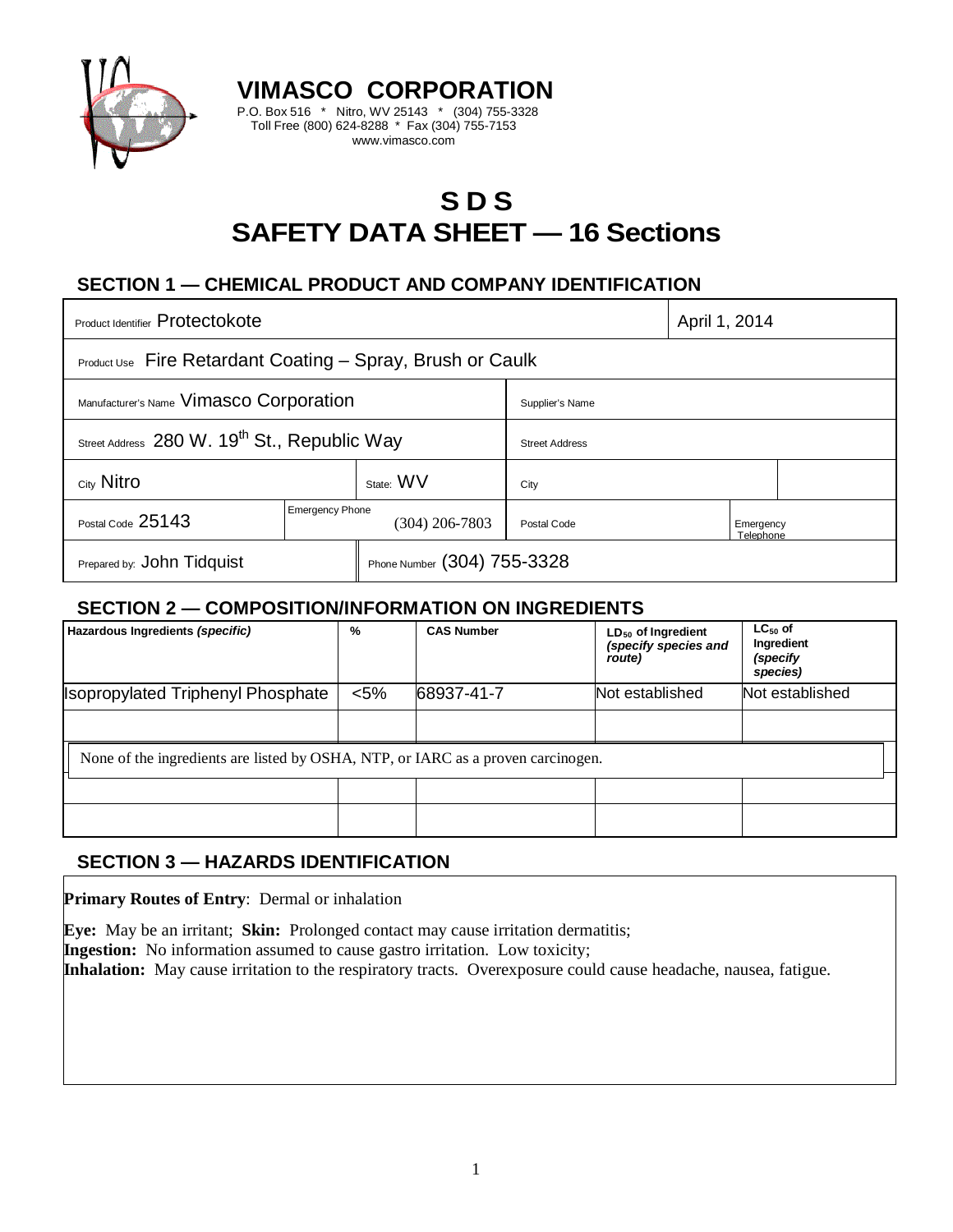# VIMASCO CORPORATION

P.O. Box 516 * Nitro, WV 25143 * (304) 755-3328
Toll Free (800) 624-8288 * Fax (304) 755-7153
www.vimasco.com

# S D S
# SAFETY DATA SHEET — 16 Sections

## SECTION 1 — CHEMICAL PRODUCT AND COMPANY IDENTIFICATION

| | | | |
|---|---|---|---|
| Product Identifier Protectokote | | | April 1, 2014 |
| Product Use Fire Retardant Coating – Spray, Brush or Caulk | | | |
| Manufacturer's Name Vimasco Corporation | | Supplier's Name | |
| Street Address 280 W. 19th St., Republic Way | | Street Address | |
| City Nitro | State: WV | City | |
| Postal Code 25143 | Emergency Phone (304) 206-7803 | Postal Code | Emergency Telephone |
| Prepared by: John Tidquist | Phone Number (304) 755-3328 | | |

## SECTION 2 — COMPOSITION/INFORMATION ON INGREDIENTS

| Hazardous Ingredients *(specific)* | % | CAS Number | $LD_{50}$ of Ingredient *(specify species and route)* | $LC_{50}$ of Ingredient *(specify species)* |
|---|---|---|---|---|
| Isopropylated Triphenyl Phosphate | <5% | 68937-41-7 | Not established | Not established |
| | | | | |
| None of the ingredients are listed by OSHA, NTP, or IARC as a proven carcinogen. | | | | |
| | | | | |
| | | | | |

## SECTION 3 — HAZARDS IDENTIFICATION

**Primary Routes of Entry**: Dermal or inhalation

**Eye:** May be an irritant; **Skin:** Prolonged contact may cause irritation dermatitis;
**Ingestion:** No information assumed to cause gastro irritation. Low toxicity;
**Inhalation:** May cause irritation to the respiratory tracts. Overexposure could cause headache, nausea, fatigue.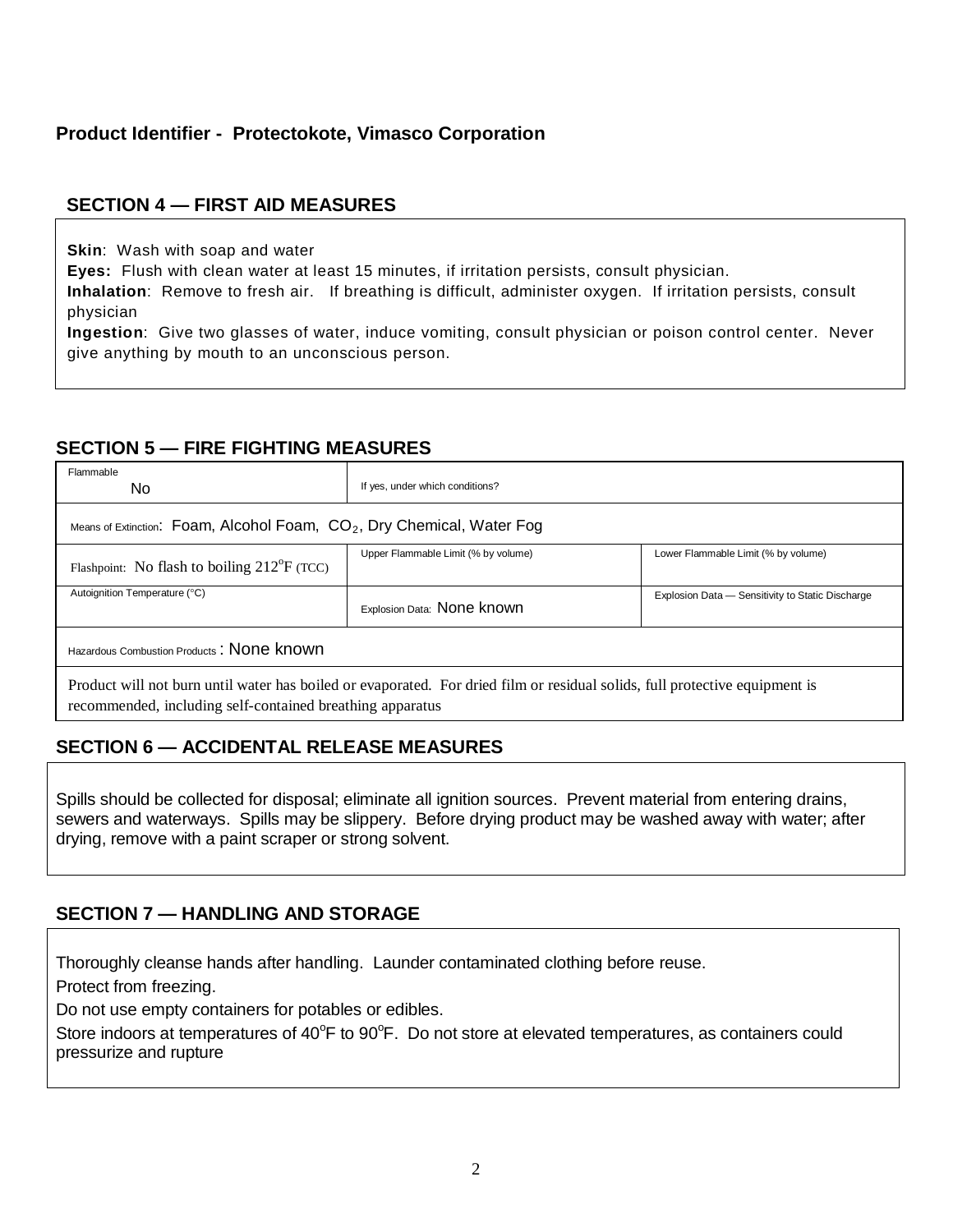**Product Identifier - Protectokote, Vimasco Corporation**

## SECTION 4 — FIRST AID MEASURES

**Skin**: Wash with soap and water
**Eyes:** Flush with clean water at least 15 minutes, if irritation persists, consult physician.
**Inhalation**: Remove to fresh air. If breathing is difficult, administer oxygen. If irritation persists, consult physician
**Ingestion**: Give two glasses of water, induce vomiting, consult physician or poison control center. Never give anything by mouth to an unconscious person.

## SECTION 5 — FIRE FIGHTING MEASURES

| Flammable No | If yes, under which conditions? | |
|---|---|---|
| Means of Extinction: Foam, Alcohol Foam, $CO_2$, Dry Chemical, Water Fog | | |
| Flashpoint: No flash to boiling 212°F (TCC) | Upper Flammable Limit (% by volume) | Lower Flammable Limit (% by volume) |
| Autoignition Temperature (°C) | Explosion Data: None known | Explosion Data — Sensitivity to Static Discharge |
| Hazardous Combustion Products : None known | | |
| Product will not burn until water has boiled or evaporated. For dried film or residual solids, full protective equipment is recommended, including self-contained breathing apparatus | | |

## SECTION 6 — ACCIDENTAL RELEASE MEASURES

Spills should be collected for disposal; eliminate all ignition sources. Prevent material from entering drains, sewers and waterways. Spills may be slippery. Before drying product may be washed away with water; after drying, remove with a paint scraper or strong solvent.

## SECTION 7 — HANDLING AND STORAGE

Thoroughly cleanse hands after handling. Launder contaminated clothing before reuse.

Protect from freezing.

Do not use empty containers for potables or edibles.

Store indoors at temperatures of 40°F to 90°F. Do not store at elevated temperatures, as containers could pressurize and rupture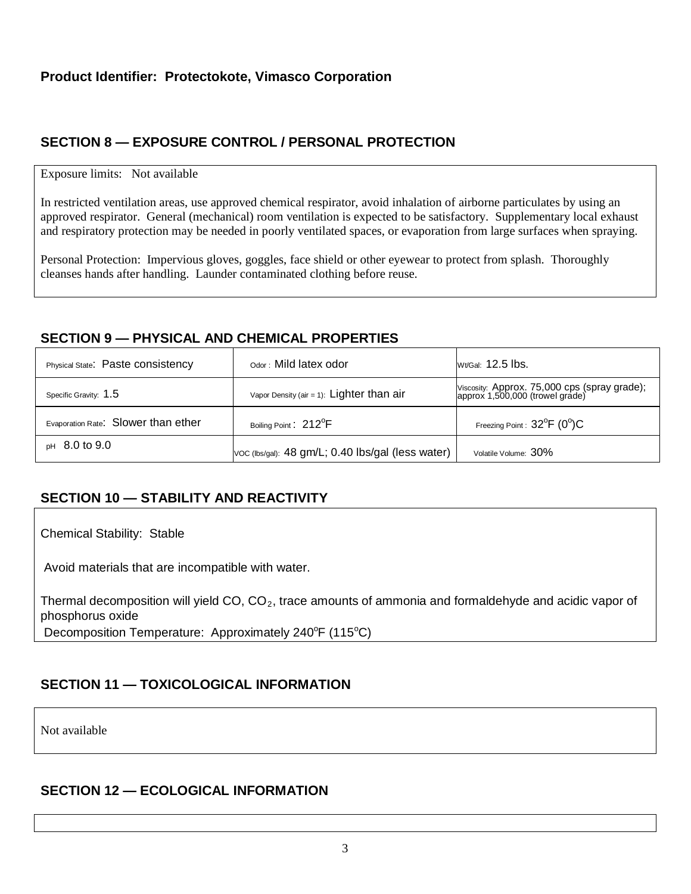**Product Identifier: Protectokote, Vimasco Corporation**

## SECTION 8 — EXPOSURE CONTROL / PERSONAL PROTECTION

Exposure limits: Not available

In restricted ventilation areas, use approved chemical respirator, avoid inhalation of airborne particulates by using an approved respirator. General (mechanical) room ventilation is expected to be satisfactory. Supplementary local exhaust and respiratory protection may be needed in poorly ventilated spaces, or evaporation from large surfaces when spraying.

Personal Protection: Impervious gloves, goggles, face shield or other eyewear to protect from splash. Thoroughly cleanses hands after handling. Launder contaminated clothing before reuse.

## SECTION 9 — PHYSICAL AND CHEMICAL PROPERTIES

| | | |
|---|---|---|
| Physical State: Paste consistency | Odor: Mild latex odor | Wt/Gal: 12.5 lbs. |
| Specific Gravity: 1.5 | Vapor Density (air = 1): Lighter than air | Viscosity: Approx. 75,000 cps (spray grade); approx 1,500,000 (trowel grade) |
| Evaporation Rate: Slower than ether | Boiling Point: 212°F | Freezing Point: 32°F (0°)C |
| pH 8.0 to 9.0 | VOC (lbs/gal): 48 gm/L; 0.40 lbs/gal (less water) | Volatile Volume: 30% |

## SECTION 10 — STABILITY AND REACTIVITY

Chemical Stability: Stable

Avoid materials that are incompatible with water.

Thermal decomposition will yield CO, $CO_2$, trace amounts of ammonia and formaldehyde and acidic vapor of phosphorus oxide

Decomposition Temperature: Approximately 240°F (115°C)

## SECTION 11 — TOXICOLOGICAL INFORMATION

Not available

## SECTION 12 — ECOLOGICAL INFORMATION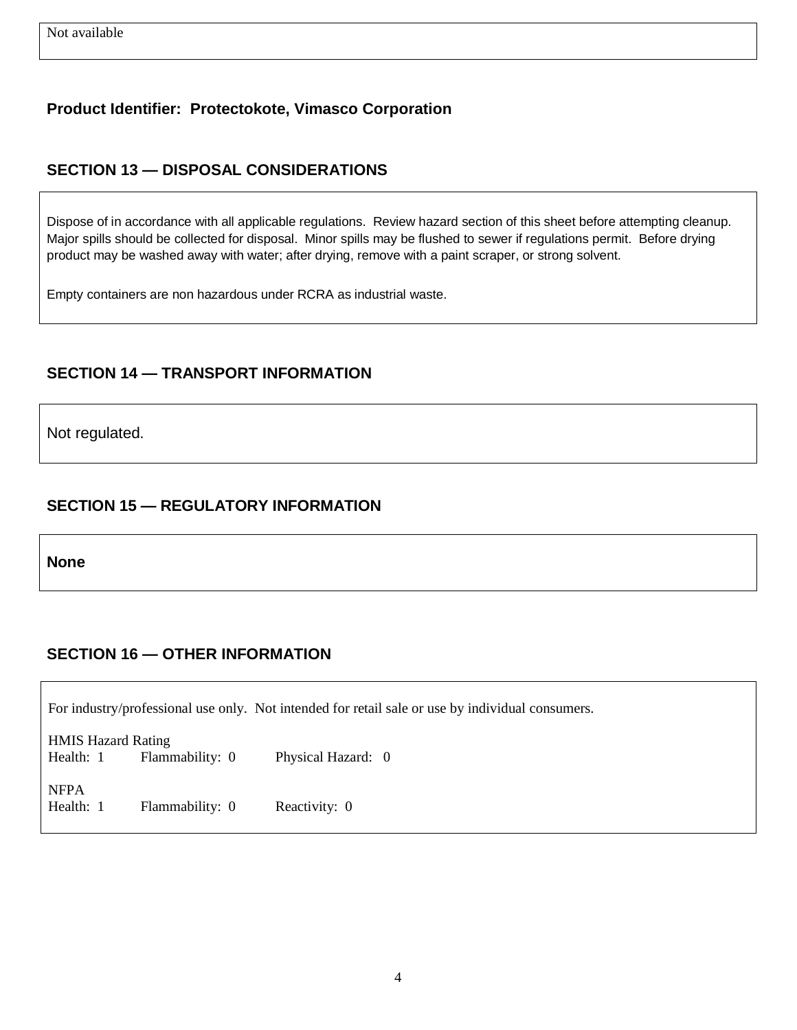Not available

**Product Identifier: Protectokote, Vimasco Corporation**

## SECTION 13 — DISPOSAL CONSIDERATIONS

Dispose of in accordance with all applicable regulations. Review hazard section of this sheet before attempting cleanup. Major spills should be collected for disposal. Minor spills may be flushed to sewer if regulations permit. Before drying product may be washed away with water; after drying, remove with a paint scraper, or strong solvent.

Empty containers are non hazardous under RCRA as industrial waste.

## SECTION 14 — TRANSPORT INFORMATION

Not regulated.

## SECTION 15 — REGULATORY INFORMATION

**None**

## SECTION 16 — OTHER INFORMATION

For industry/professional use only. Not intended for retail sale or use by individual consumers.

HMIS Hazard Rating
Health: 1 Flammability: 0 Physical Hazard: 0

NFPA
Health: 1 Flammability: 0 Reactivity: 0